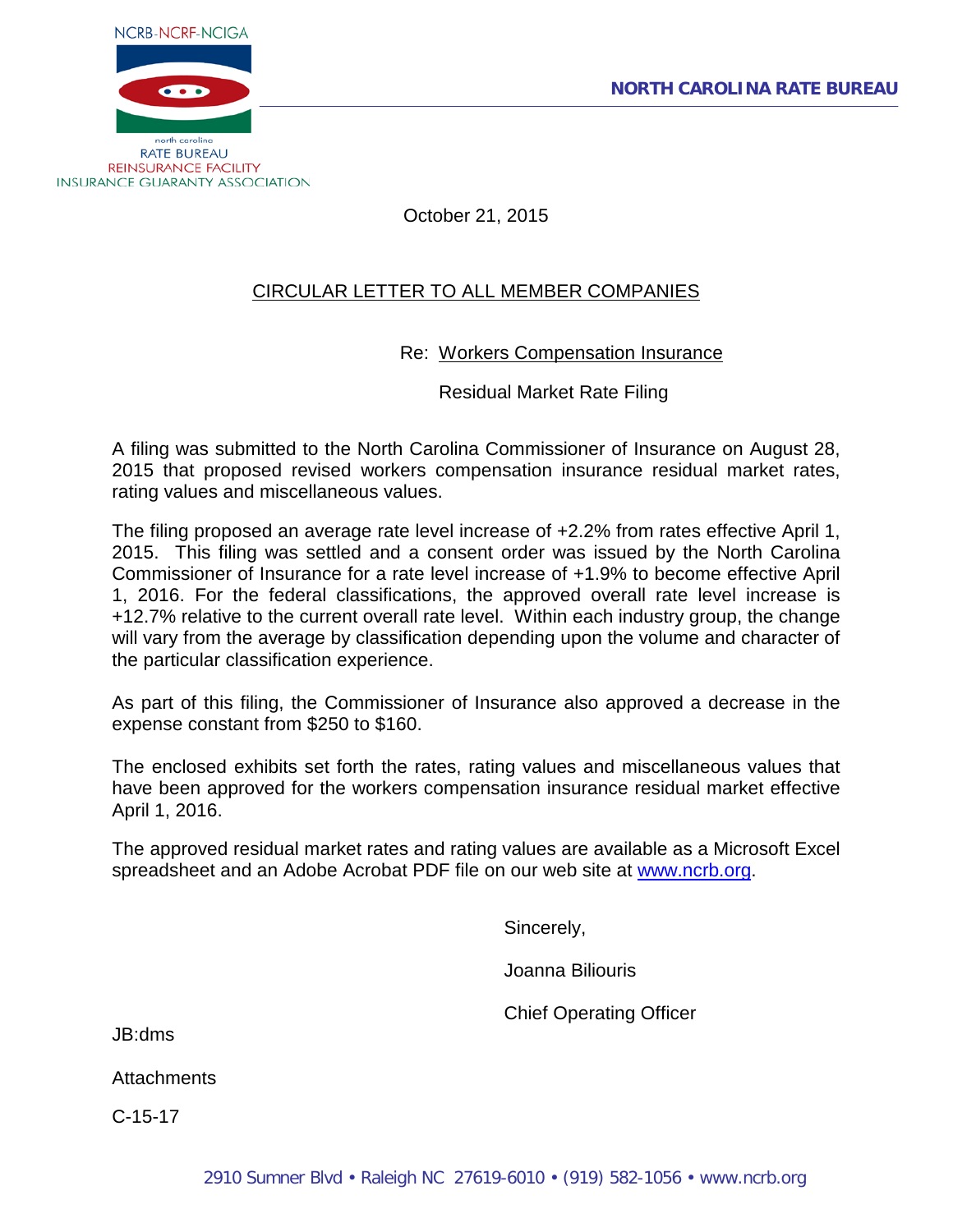NCRB-NCRF-NCIGA

north carolina
RATE BUREAU
REINSURANCE FACILITY
INSURANCE GUARANTY ASSOCIATION

**NORTH CAROLINA RATE BUREAU**

October 21, 2015

CIRCULAR LETTER TO ALL MEMBER COMPANIES

Re: Workers Compensation Insurance

Residual Market Rate Filing

A filing was submitted to the North Carolina Commissioner of Insurance on August 28, 2015 that proposed revised workers compensation insurance residual market rates, rating values and miscellaneous values.

The filing proposed an average rate level increase of +2.2% from rates effective April 1, 2015. This filing was settled and a consent order was issued by the North Carolina Commissioner of Insurance for a rate level increase of +1.9% to become effective April 1, 2016. For the federal classifications, the approved overall rate level increase is +12.7% relative to the current overall rate level. Within each industry group, the change will vary from the average by classification depending upon the volume and character of the particular classification experience.

As part of this filing, the Commissioner of Insurance also approved a decrease in the expense constant from $250 to $160.

The enclosed exhibits set forth the rates, rating values and miscellaneous values that have been approved for the workers compensation insurance residual market effective April 1, 2016.

The approved residual market rates and rating values are available as a Microsoft Excel spreadsheet and an Adobe Acrobat PDF file on our web site at www.ncrb.org.

Sincerely,

Joanna Biliouris

Chief Operating Officer

JB:dms

Attachments

C-15-17

2910 Sumner Blvd • Raleigh NC 27619-6010 • (919) 582-1056 • www.ncrb.org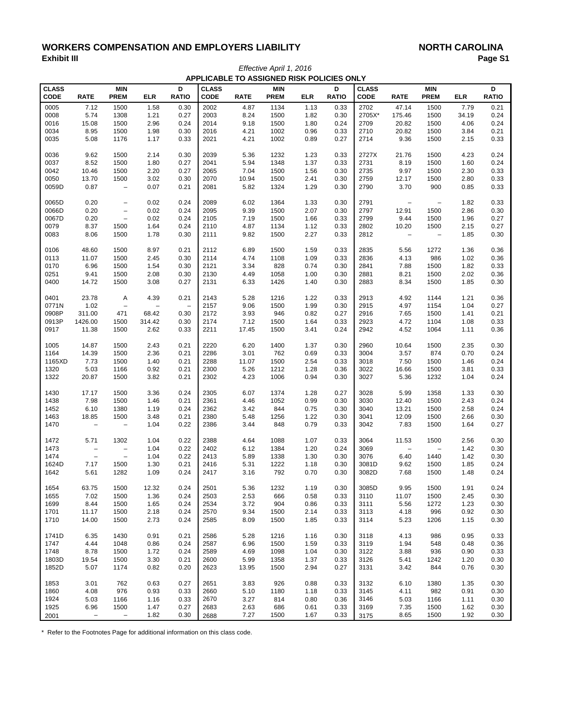# WORKERS COMPENSATION AND EMPLOYERS LIABILITY

**NORTH CAROLINA**

**Exhibit III**

*Effective April 1, 2016*

**APPLICABLE TO ASSIGNED RISK POLICIES ONLY**

| CLASS CODE | RATE | MIN PREM | ELR | D RATIO | CLASS CODE | RATE | MIN PREM | ELR | D RATIO | CLASS CODE | RATE | MIN PREM | ELR | D RATIO |
|---|---|---|---|---|---|---|---|---|---|---|---|---|---|---|
| 0005 | 7.12 | 1500 | 1.58 | 0.30 | 2002 | 4.87 | 1134 | 1.13 | 0.33 | 2702 | 47.14 | 1500 | 7.79 | 0.21 |
| 0008 | 5.74 | 1308 | 1.21 | 0.27 | 2003 | 8.24 | 1500 | 1.82 | 0.30 | 2705X* | 175.46 | 1500 | 34.19 | 0.24 |
| 0016 | 15.08 | 1500 | 2.96 | 0.24 | 2014 | 9.18 | 1500 | 1.80 | 0.24 | 2709 | 20.82 | 1500 | 4.06 | 0.24 |
| 0034 | 8.95 | 1500 | 1.98 | 0.30 | 2016 | 4.21 | 1002 | 0.96 | 0.33 | 2710 | 20.82 | 1500 | 3.84 | 0.21 |
| 0035 | 5.08 | 1176 | 1.17 | 0.33 | 2021 | 4.21 | 1002 | 0.89 | 0.27 | 2714 | 9.36 | 1500 | 2.15 | 0.33 |
| 0036 | 9.62 | 1500 | 2.14 | 0.30 | 2039 | 5.36 | 1232 | 1.23 | 0.33 | 2727X | 21.76 | 1500 | 4.23 | 0.24 |
| 0037 | 8.52 | 1500 | 1.80 | 0.27 | 2041 | 5.94 | 1348 | 1.37 | 0.33 | 2731 | 8.19 | 1500 | 1.60 | 0.24 |
| 0042 | 10.46 | 1500 | 2.20 | 0.27 | 2065 | 7.04 | 1500 | 1.56 | 0.30 | 2735 | 9.97 | 1500 | 2.30 | 0.33 |
| 0050 | 13.70 | 1500 | 3.02 | 0.30 | 2070 | 10.94 | 1500 | 2.41 | 0.30 | 2759 | 12.17 | 1500 | 2.80 | 0.33 |
| 0059D | 0.87 | – | 0.07 | 0.21 | 2081 | 5.82 | 1324 | 1.29 | 0.30 | 2790 | 3.70 | 900 | 0.85 | 0.33 |
| 0065D | 0.20 | – | 0.02 | 0.24 | 2089 | 6.02 | 1364 | 1.33 | 0.30 | 2791 | – | – | 1.82 | 0.33 |
| 0066D | 0.20 | – | 0.02 | 0.24 | 2095 | 9.39 | 1500 | 2.07 | 0.30 | 2797 | 12.91 | 1500 | 2.86 | 0.30 |
| 0067D | 0.20 | – | 0.02 | 0.24 | 2105 | 7.19 | 1500 | 1.66 | 0.33 | 2799 | 9.44 | 1500 | 1.96 | 0.27 |
| 0079 | 8.37 | 1500 | 1.64 | 0.24 | 2110 | 4.87 | 1134 | 1.12 | 0.33 | 2802 | 10.20 | 1500 | 2.15 | 0.27 |
| 0083 | 8.06 | 1500 | 1.78 | 0.30 | 2111 | 9.82 | 1500 | 2.27 | 0.33 | 2812 | – | – | 1.85 | 0.30 |
| 0106 | 48.60 | 1500 | 8.97 | 0.21 | 2112 | 6.89 | 1500 | 1.59 | 0.33 | 2835 | 5.56 | 1272 | 1.36 | 0.36 |
| 0113 | 11.07 | 1500 | 2.45 | 0.30 | 2114 | 4.74 | 1108 | 1.09 | 0.33 | 2836 | 4.13 | 986 | 1.02 | 0.36 |
| 0170 | 6.96 | 1500 | 1.54 | 0.30 | 2121 | 3.34 | 828 | 0.74 | 0.30 | 2841 | 7.88 | 1500 | 1.82 | 0.33 |
| 0251 | 9.41 | 1500 | 2.08 | 0.30 | 2130 | 4.49 | 1058 | 1.00 | 0.30 | 2881 | 8.21 | 1500 | 2.02 | 0.36 |
| 0400 | 14.72 | 1500 | 3.08 | 0.27 | 2131 | 6.33 | 1426 | 1.40 | 0.30 | 2883 | 8.34 | 1500 | 1.85 | 0.30 |
| 0401 | 23.78 | A | 4.39 | 0.21 | 2143 | 5.28 | 1216 | 1.22 | 0.33 | 2913 | 4.92 | 1144 | 1.21 | 0.36 |
| 0771N | 1.02 | – | – | – | 2157 | 9.06 | 1500 | 1.99 | 0.30 | 2915 | 4.97 | 1154 | 1.04 | 0.27 |
| 0908P | 311.00 | 471 | 68.42 | 0.30 | 2172 | 3.93 | 946 | 0.82 | 0.27 | 2916 | 7.65 | 1500 | 1.41 | 0.21 |
| 0913P | 1426.00 | 1500 | 314.42 | 0.30 | 2174 | 7.12 | 1500 | 1.64 | 0.33 | 2923 | 4.72 | 1104 | 1.08 | 0.33 |
| 0917 | 11.38 | 1500 | 2.62 | 0.33 | 2211 | 17.45 | 1500 | 3.41 | 0.24 | 2942 | 4.52 | 1064 | 1.11 | 0.36 |
| 1005 | 14.87 | 1500 | 2.43 | 0.21 | 2220 | 6.20 | 1400 | 1.37 | 0.30 | 2960 | 10.64 | 1500 | 2.35 | 0.30 |
| 1164 | 14.39 | 1500 | 2.36 | 0.21 | 2286 | 3.01 | 762 | 0.69 | 0.33 | 3004 | 3.57 | 874 | 0.70 | 0.24 |
| 1165XD | 7.73 | 1500 | 1.40 | 0.21 | 2288 | 11.07 | 1500 | 2.54 | 0.33 | 3018 | 7.50 | 1500 | 1.46 | 0.24 |
| 1320 | 5.03 | 1166 | 0.92 | 0.21 | 2300 | 5.26 | 1212 | 1.28 | 0.36 | 3022 | 16.66 | 1500 | 3.81 | 0.33 |
| 1322 | 20.87 | 1500 | 3.82 | 0.21 | 2302 | 4.23 | 1006 | 0.94 | 0.30 | 3027 | 5.36 | 1232 | 1.04 | 0.24 |
| 1430 | 17.17 | 1500 | 3.36 | 0.24 | 2305 | 6.07 | 1374 | 1.28 | 0.27 | 3028 | 5.99 | 1358 | 1.33 | 0.30 |
| 1438 | 7.98 | 1500 | 1.46 | 0.21 | 2361 | 4.46 | 1052 | 0.99 | 0.30 | 3030 | 12.40 | 1500 | 2.43 | 0.24 |
| 1452 | 6.10 | 1380 | 1.19 | 0.24 | 2362 | 3.42 | 844 | 0.75 | 0.30 | 3040 | 13.21 | 1500 | 2.58 | 0.24 |
| 1463 | 18.85 | 1500 | 3.48 | 0.21 | 2380 | 5.48 | 1256 | 1.22 | 0.30 | 3041 | 12.09 | 1500 | 2.66 | 0.30 |
| 1470 | – | – | 1.04 | 0.22 | 2386 | 3.44 | 848 | 0.79 | 0.33 | 3042 | 7.83 | 1500 | 1.64 | 0.27 |
| 1472 | 5.71 | 1302 | 1.04 | 0.22 | 2388 | 4.64 | 1088 | 1.07 | 0.33 | 3064 | 11.53 | 1500 | 2.56 | 0.30 |
| 1473 | – | – | 1.04 | 0.22 | 2402 | 6.12 | 1384 | 1.20 | 0.24 | 3069 | – | – | 1.42 | 0.30 |
| 1474 | – | – | 1.04 | 0.22 | 2413 | 5.89 | 1338 | 1.30 | 0.30 | 3076 | 6.40 | 1440 | 1.42 | 0.30 |
| 1624D | 7.17 | 1500 | 1.30 | 0.21 | 2416 | 5.31 | 1222 | 1.18 | 0.30 | 3081D | 9.62 | 1500 | 1.85 | 0.24 |
| 1642 | 5.61 | 1282 | 1.09 | 0.24 | 2417 | 3.16 | 792 | 0.70 | 0.30 | 3082D | 7.68 | 1500 | 1.48 | 0.24 |
| 1654 | 63.75 | 1500 | 12.32 | 0.24 | 2501 | 5.36 | 1232 | 1.19 | 0.30 | 3085D | 9.95 | 1500 | 1.91 | 0.24 |
| 1655 | 7.02 | 1500 | 1.36 | 0.24 | 2503 | 2.53 | 666 | 0.58 | 0.33 | 3110 | 11.07 | 1500 | 2.45 | 0.30 |
| 1699 | 8.44 | 1500 | 1.65 | 0.24 | 2534 | 3.72 | 904 | 0.86 | 0.33 | 3111 | 5.56 | 1272 | 1.23 | 0.30 |
| 1701 | 11.17 | 1500 | 2.18 | 0.24 | 2570 | 9.34 | 1500 | 2.14 | 0.33 | 3113 | 4.18 | 996 | 0.92 | 0.30 |
| 1710 | 14.00 | 1500 | 2.73 | 0.24 | 2585 | 8.09 | 1500 | 1.85 | 0.33 | 3114 | 5.23 | 1206 | 1.15 | 0.30 |
| 1741D | 6.35 | 1430 | 0.91 | 0.21 | 2586 | 5.28 | 1216 | 1.16 | 0.30 | 3118 | 4.13 | 986 | 0.95 | 0.33 |
| 1747 | 4.44 | 1048 | 0.86 | 0.24 | 2587 | 6.96 | 1500 | 1.59 | 0.33 | 3119 | 1.94 | 548 | 0.48 | 0.36 |
| 1748 | 8.78 | 1500 | 1.72 | 0.24 | 2589 | 4.69 | 1098 | 1.04 | 0.30 | 3122 | 3.88 | 936 | 0.90 | 0.33 |
| 1803D | 19.54 | 1500 | 3.30 | 0.21 | 2600 | 5.99 | 1358 | 1.37 | 0.33 | 3126 | 5.41 | 1242 | 1.20 | 0.30 |
| 1852D | 5.07 | 1174 | 0.82 | 0.20 | 2623 | 13.95 | 1500 | 2.94 | 0.27 | 3131 | 3.42 | 844 | 0.76 | 0.30 |
| 1853 | 3.01 | 762 | 0.63 | 0.27 | 2651 | 3.83 | 926 | 0.88 | 0.33 | 3132 | 6.10 | 1380 | 1.35 | 0.30 |
| 1860 | 4.08 | 976 | 0.93 | 0.33 | 2660 | 5.10 | 1180 | 1.18 | 0.33 | 3145 | 4.11 | 982 | 0.91 | 0.30 |
| 1924 | 5.03 | 1166 | 1.16 | 0.33 | 2670 | 3.27 | 814 | 0.80 | 0.36 | 3146 | 5.03 | 1166 | 1.11 | 0.30 |
| 1925 | 6.96 | 1500 | 1.47 | 0.27 | 2683 | 2.63 | 686 | 0.61 | 0.33 | 3169 | 7.35 | 1500 | 1.62 | 0.30 |
| 2001 | – | – | 1.82 | 0.30 | 2688 | 7.27 | 1500 | 1.67 | 0.33 | 3175 | 8.65 | 1500 | 1.92 | 0.30 |

\* Refer to the Footnotes Page for additional information on this class code.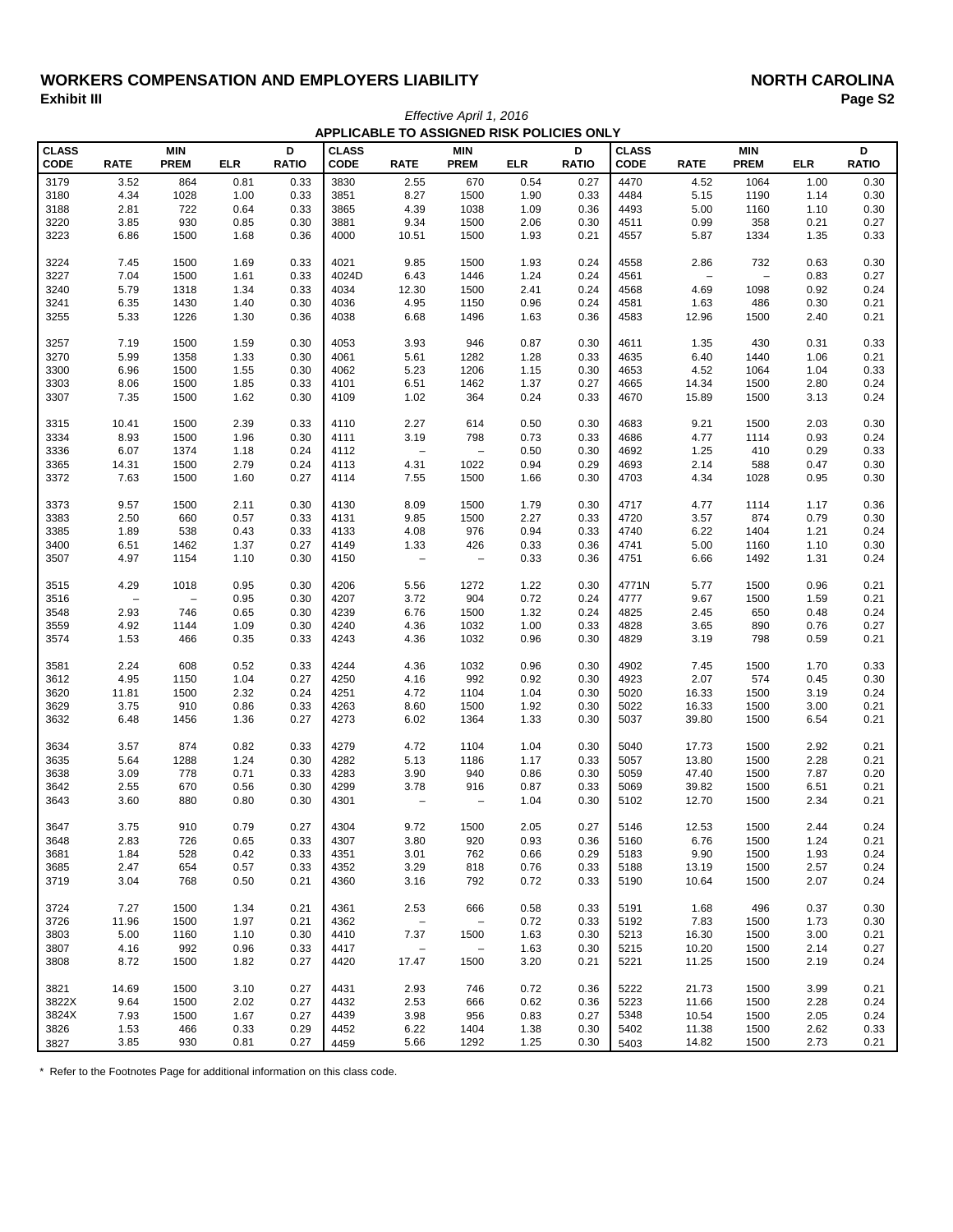# WORKERS COMPENSATION AND EMPLOYERS LIABILITY

**NORTH CAROLINA**

**Exhibit III**

*Effective April 1, 2016*

**APPLICABLE TO ASSIGNED RISK POLICIES ONLY**

| CLASS CODE | RATE | MIN PREM | ELR | D RATIO | CLASS CODE | RATE | MIN PREM | ELR | D RATIO | CLASS CODE | RATE | MIN PREM | ELR | D RATIO |
|---|---|---|---|---|---|---|---|---|---|---|---|---|---|---|
| 3179 | 3.52 | 864 | 0.81 | 0.33 | 3830 | 2.55 | 670 | 0.54 | 0.27 | 4470 | 4.52 | 1064 | 1.00 | 0.30 |
| 3180 | 4.34 | 1028 | 1.00 | 0.33 | 3851 | 8.27 | 1500 | 1.90 | 0.33 | 4484 | 5.15 | 1190 | 1.14 | 0.30 |
| 3188 | 2.81 | 722 | 0.64 | 0.33 | 3865 | 4.39 | 1038 | 1.09 | 0.36 | 4493 | 5.00 | 1160 | 1.10 | 0.30 |
| 3220 | 3.85 | 930 | 0.85 | 0.30 | 3881 | 9.34 | 1500 | 2.06 | 0.30 | 4511 | 0.99 | 358 | 0.21 | 0.27 |
| 3223 | 6.86 | 1500 | 1.68 | 0.36 | 4000 | 10.51 | 1500 | 1.93 | 0.21 | 4557 | 5.87 | 1334 | 1.35 | 0.33 |
| 3224 | 7.45 | 1500 | 1.69 | 0.33 | 4021 | 9.85 | 1500 | 1.93 | 0.24 | 4558 | 2.86 | 732 | 0.63 | 0.30 |
| 3227 | 7.04 | 1500 | 1.61 | 0.33 | 4024D | 6.43 | 1446 | 1.24 | 0.24 | 4561 | – | – | 0.83 | 0.27 |
| 3240 | 5.79 | 1318 | 1.34 | 0.33 | 4034 | 12.30 | 1500 | 2.41 | 0.24 | 4568 | 4.69 | 1098 | 0.92 | 0.24 |
| 3241 | 6.35 | 1430 | 1.40 | 0.30 | 4036 | 4.95 | 1150 | 0.96 | 0.24 | 4581 | 1.63 | 486 | 0.30 | 0.21 |
| 3255 | 5.33 | 1226 | 1.30 | 0.36 | 4038 | 6.68 | 1496 | 1.63 | 0.36 | 4583 | 12.96 | 1500 | 2.40 | 0.21 |
| 3257 | 7.19 | 1500 | 1.59 | 0.30 | 4053 | 3.93 | 946 | 0.87 | 0.30 | 4611 | 1.35 | 430 | 0.31 | 0.33 |
| 3270 | 5.99 | 1358 | 1.33 | 0.30 | 4061 | 5.61 | 1282 | 1.28 | 0.33 | 4635 | 6.40 | 1440 | 1.06 | 0.21 |
| 3300 | 6.96 | 1500 | 1.55 | 0.30 | 4062 | 5.23 | 1206 | 1.15 | 0.30 | 4653 | 4.52 | 1064 | 1.04 | 0.33 |
| 3303 | 8.06 | 1500 | 1.85 | 0.33 | 4101 | 6.51 | 1462 | 1.37 | 0.27 | 4665 | 14.34 | 1500 | 2.80 | 0.24 |
| 3307 | 7.35 | 1500 | 1.62 | 0.30 | 4109 | 1.02 | 364 | 0.24 | 0.33 | 4670 | 15.89 | 1500 | 3.13 | 0.24 |
| 3315 | 10.41 | 1500 | 2.39 | 0.33 | 4110 | 2.27 | 614 | 0.50 | 0.30 | 4683 | 9.21 | 1500 | 2.03 | 0.30 |
| 3334 | 8.93 | 1500 | 1.96 | 0.30 | 4111 | 3.19 | 798 | 0.73 | 0.33 | 4686 | 4.77 | 1114 | 0.93 | 0.24 |
| 3336 | 6.07 | 1374 | 1.18 | 0.24 | 4112 | – | – | 0.50 | 0.30 | 4692 | 1.25 | 410 | 0.29 | 0.33 |
| 3365 | 14.31 | 1500 | 2.79 | 0.24 | 4113 | 4.31 | 1022 | 0.94 | 0.29 | 4693 | 2.14 | 588 | 0.47 | 0.30 |
| 3372 | 7.63 | 1500 | 1.60 | 0.27 | 4114 | 7.55 | 1500 | 1.66 | 0.30 | 4703 | 4.34 | 1028 | 0.95 | 0.30 |
| 3373 | 9.57 | 1500 | 2.11 | 0.30 | 4130 | 8.09 | 1500 | 1.79 | 0.30 | 4717 | 4.77 | 1114 | 1.17 | 0.36 |
| 3383 | 2.50 | 660 | 0.57 | 0.33 | 4131 | 9.85 | 1500 | 2.27 | 0.33 | 4720 | 3.57 | 874 | 0.79 | 0.30 |
| 3385 | 1.89 | 538 | 0.43 | 0.33 | 4133 | 4.08 | 976 | 0.94 | 0.33 | 4740 | 6.22 | 1404 | 1.21 | 0.24 |
| 3400 | 6.51 | 1462 | 1.37 | 0.27 | 4149 | 1.33 | 426 | 0.33 | 0.36 | 4741 | 5.00 | 1160 | 1.10 | 0.30 |
| 3507 | 4.97 | 1154 | 1.10 | 0.30 | 4150 | – | – | 0.33 | 0.36 | 4751 | 6.66 | 1492 | 1.31 | 0.24 |
| 3515 | 4.29 | 1018 | 0.95 | 0.30 | 4206 | 5.56 | 1272 | 1.22 | 0.30 | 4771N | 5.77 | 1500 | 0.96 | 0.21 |
| 3516 | – | – | 0.95 | 0.30 | 4207 | 3.72 | 904 | 0.72 | 0.24 | 4777 | 9.67 | 1500 | 1.59 | 0.21 |
| 3548 | 2.93 | 746 | 0.65 | 0.30 | 4239 | 6.76 | 1500 | 1.32 | 0.24 | 4825 | 2.45 | 650 | 0.48 | 0.24 |
| 3559 | 4.92 | 1144 | 1.09 | 0.30 | 4240 | 4.36 | 1032 | 1.00 | 0.33 | 4828 | 3.65 | 890 | 0.76 | 0.27 |
| 3574 | 1.53 | 466 | 0.35 | 0.33 | 4243 | 4.36 | 1032 | 0.96 | 0.30 | 4829 | 3.19 | 798 | 0.59 | 0.21 |
| 3581 | 2.24 | 608 | 0.52 | 0.33 | 4244 | 4.36 | 1032 | 0.96 | 0.30 | 4902 | 7.45 | 1500 | 1.70 | 0.33 |
| 3612 | 4.95 | 1150 | 1.04 | 0.27 | 4250 | 4.16 | 992 | 0.92 | 0.30 | 4923 | 2.07 | 574 | 0.45 | 0.30 |
| 3620 | 11.81 | 1500 | 2.32 | 0.24 | 4251 | 4.72 | 1104 | 1.04 | 0.30 | 5020 | 16.33 | 1500 | 3.19 | 0.24 |
| 3629 | 3.75 | 910 | 0.86 | 0.33 | 4263 | 8.60 | 1500 | 1.92 | 0.30 | 5022 | 16.33 | 1500 | 3.00 | 0.21 |
| 3632 | 6.48 | 1456 | 1.36 | 0.27 | 4273 | 6.02 | 1364 | 1.33 | 0.30 | 5037 | 39.80 | 1500 | 6.54 | 0.21 |
| 3634 | 3.57 | 874 | 0.82 | 0.33 | 4279 | 4.72 | 1104 | 1.04 | 0.30 | 5040 | 17.73 | 1500 | 2.92 | 0.21 |
| 3635 | 5.64 | 1288 | 1.24 | 0.30 | 4282 | 5.13 | 1186 | 1.17 | 0.33 | 5057 | 13.80 | 1500 | 2.28 | 0.21 |
| 3638 | 3.09 | 778 | 0.71 | 0.33 | 4283 | 3.90 | 940 | 0.86 | 0.30 | 5059 | 47.40 | 1500 | 7.87 | 0.20 |
| 3642 | 2.55 | 670 | 0.56 | 0.30 | 4299 | 3.78 | 916 | 0.87 | 0.33 | 5069 | 39.82 | 1500 | 6.51 | 0.21 |
| 3643 | 3.60 | 880 | 0.80 | 0.30 | 4301 | – | – | 1.04 | 0.30 | 5102 | 12.70 | 1500 | 2.34 | 0.21 |
| 3647 | 3.75 | 910 | 0.79 | 0.27 | 4304 | 9.72 | 1500 | 2.05 | 0.27 | 5146 | 12.53 | 1500 | 2.44 | 0.24 |
| 3648 | 2.83 | 726 | 0.65 | 0.33 | 4307 | 3.80 | 920 | 0.93 | 0.36 | 5160 | 6.76 | 1500 | 1.24 | 0.21 |
| 3681 | 1.84 | 528 | 0.42 | 0.33 | 4351 | 3.01 | 762 | 0.66 | 0.29 | 5183 | 9.90 | 1500 | 1.93 | 0.24 |
| 3685 | 2.47 | 654 | 0.57 | 0.33 | 4352 | 3.29 | 818 | 0.76 | 0.33 | 5188 | 13.19 | 1500 | 2.57 | 0.24 |
| 3719 | 3.04 | 768 | 0.50 | 0.21 | 4360 | 3.16 | 792 | 0.72 | 0.33 | 5190 | 10.64 | 1500 | 2.07 | 0.24 |
| 3724 | 7.27 | 1500 | 1.34 | 0.21 | 4361 | 2.53 | 666 | 0.58 | 0.33 | 5191 | 1.68 | 496 | 0.37 | 0.30 |
| 3726 | 11.96 | 1500 | 1.97 | 0.21 | 4362 | – | – | 0.72 | 0.33 | 5192 | 7.83 | 1500 | 1.73 | 0.30 |
| 3803 | 5.00 | 1160 | 1.10 | 0.30 | 4410 | 7.37 | 1500 | 1.63 | 0.30 | 5213 | 16.30 | 1500 | 3.00 | 0.21 |
| 3807 | 4.16 | 992 | 0.96 | 0.33 | 4417 | – | – | 1.63 | 0.30 | 5215 | 10.20 | 1500 | 2.14 | 0.27 |
| 3808 | 8.72 | 1500 | 1.82 | 0.27 | 4420 | 17.47 | 1500 | 3.20 | 0.21 | 5221 | 11.25 | 1500 | 2.19 | 0.24 |
| 3821 | 14.69 | 1500 | 3.10 | 0.27 | 4431 | 2.93 | 746 | 0.72 | 0.36 | 5222 | 21.73 | 1500 | 3.99 | 0.21 |
| 3822X | 9.64 | 1500 | 2.02 | 0.27 | 4432 | 2.53 | 666 | 0.62 | 0.36 | 5223 | 11.66 | 1500 | 2.28 | 0.24 |
| 3824X | 7.93 | 1500 | 1.67 | 0.27 | 4439 | 3.98 | 956 | 0.83 | 0.27 | 5348 | 10.54 | 1500 | 2.05 | 0.24 |
| 3826 | 1.53 | 466 | 0.33 | 0.29 | 4452 | 6.22 | 1404 | 1.38 | 0.30 | 5402 | 11.38 | 1500 | 2.62 | 0.33 |
| 3827 | 3.85 | 930 | 0.81 | 0.27 | 4459 | 5.66 | 1292 | 1.25 | 0.30 | 5403 | 14.82 | 1500 | 2.73 | 0.21 |

\* Refer to the Footnotes Page for additional information on this class code.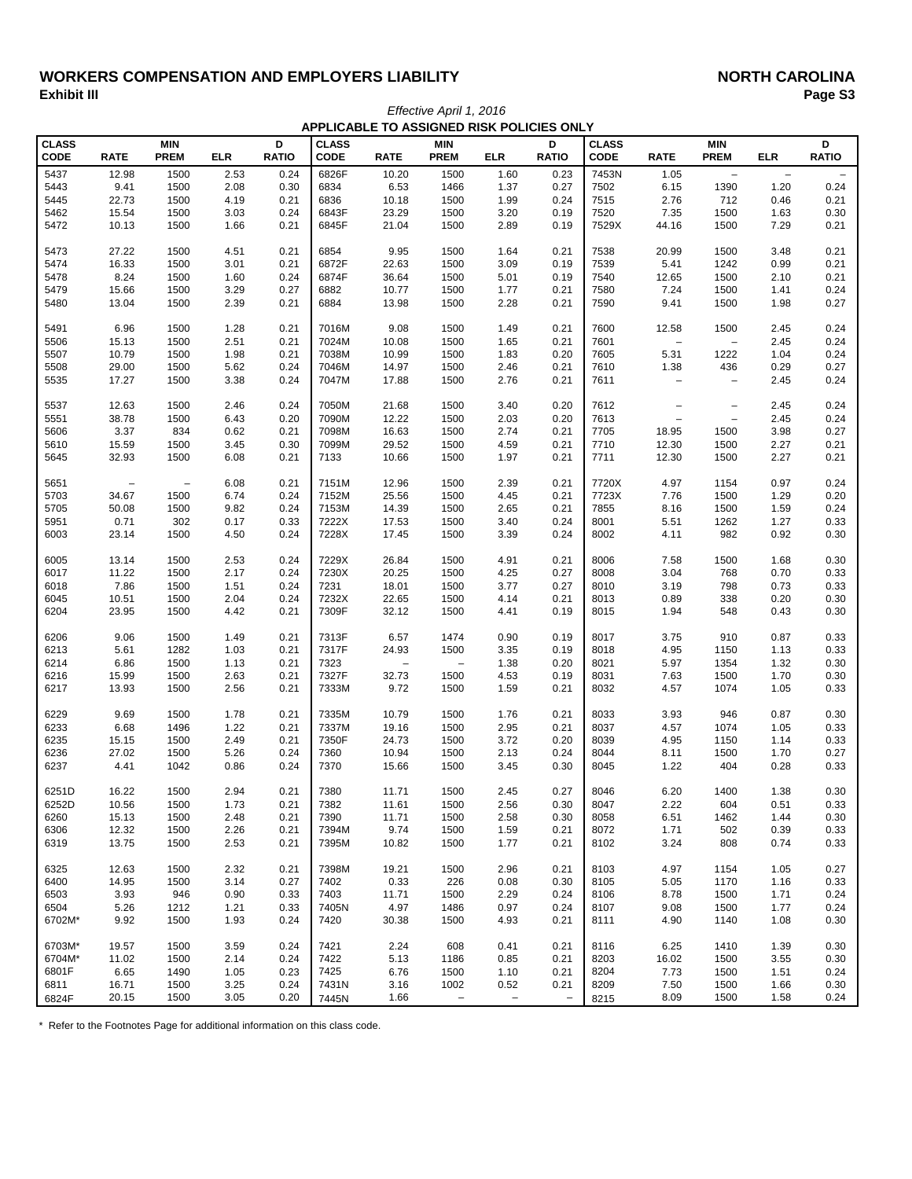# WORKERS COMPENSATION AND EMPLOYERS LIABILITY

**NORTH CAROLINA**

**Exhibit III**

*Effective April 1, 2016*

**APPLICABLE TO ASSIGNED RISK POLICIES ONLY**

| CLASS CODE | RATE | MIN PREM | ELR | D RATIO | CLASS CODE | RATE | MIN PREM | ELR | D RATIO | CLASS CODE | RATE | MIN PREM | ELR | D RATIO |
|---|---|---|---|---|---|---|---|---|---|---|---|---|---|---|
| 5437 | 12.98 | 1500 | 2.53 | 0.24 | 6826F | 10.20 | 1500 | 1.60 | 0.23 | 7453N | 1.05 | – | – | – |
| 5443 | 9.41 | 1500 | 2.08 | 0.30 | 6834 | 6.53 | 1466 | 1.37 | 0.27 | 7502 | 6.15 | 1390 | 1.20 | 0.24 |
| 5445 | 22.73 | 1500 | 4.19 | 0.21 | 6836 | 10.18 | 1500 | 1.99 | 0.24 | 7515 | 2.76 | 712 | 0.46 | 0.21 |
| 5462 | 15.54 | 1500 | 3.03 | 0.24 | 6843F | 23.29 | 1500 | 3.20 | 0.19 | 7520 | 7.35 | 1500 | 1.63 | 0.30 |
| 5472 | 10.13 | 1500 | 1.66 | 0.21 | 6845F | 21.04 | 1500 | 2.89 | 0.19 | 7529X | 44.16 | 1500 | 7.29 | 0.21 |
| 5473 | 27.22 | 1500 | 4.51 | 0.21 | 6854 | 9.95 | 1500 | 1.64 | 0.21 | 7538 | 20.99 | 1500 | 3.48 | 0.21 |
| 5474 | 16.33 | 1500 | 3.01 | 0.21 | 6872F | 22.63 | 1500 | 3.09 | 0.19 | 7539 | 5.41 | 1242 | 0.99 | 0.21 |
| 5478 | 8.24 | 1500 | 1.60 | 0.24 | 6874F | 36.64 | 1500 | 5.01 | 0.19 | 7540 | 12.65 | 1500 | 2.10 | 0.21 |
| 5479 | 15.66 | 1500 | 3.29 | 0.27 | 6882 | 10.77 | 1500 | 1.77 | 0.21 | 7580 | 7.24 | 1500 | 1.41 | 0.24 |
| 5480 | 13.04 | 1500 | 2.39 | 0.21 | 6884 | 13.98 | 1500 | 2.28 | 0.21 | 7590 | 9.41 | 1500 | 1.98 | 0.27 |
| 5491 | 6.96 | 1500 | 1.28 | 0.21 | 7016M | 9.08 | 1500 | 1.49 | 0.21 | 7600 | 12.58 | 1500 | 2.45 | 0.24 |
| 5506 | 15.13 | 1500 | 2.51 | 0.21 | 7024M | 10.08 | 1500 | 1.65 | 0.21 | 7601 | – | – | 2.45 | 0.24 |
| 5507 | 10.79 | 1500 | 1.98 | 0.21 | 7038M | 10.99 | 1500 | 1.83 | 0.20 | 7605 | 5.31 | 1222 | 1.04 | 0.24 |
| 5508 | 29.00 | 1500 | 5.62 | 0.24 | 7046M | 14.97 | 1500 | 2.46 | 0.21 | 7610 | 1.38 | 436 | 0.29 | 0.27 |
| 5535 | 17.27 | 1500 | 3.38 | 0.24 | 7047M | 17.88 | 1500 | 2.76 | 0.21 | 7611 | – | – | 2.45 | 0.24 |
| 5537 | 12.63 | 1500 | 2.46 | 0.24 | 7050M | 21.68 | 1500 | 3.40 | 0.20 | 7612 | – | – | 2.45 | 0.24 |
| 5551 | 38.78 | 1500 | 6.43 | 0.20 | 7090M | 12.22 | 1500 | 2.03 | 0.20 | 7613 | – | – | 2.45 | 0.24 |
| 5606 | 3.37 | 834 | 0.62 | 0.21 | 7098M | 16.63 | 1500 | 2.74 | 0.21 | 7705 | 18.95 | 1500 | 3.98 | 0.27 |
| 5610 | 15.59 | 1500 | 3.45 | 0.30 | 7099M | 29.52 | 1500 | 4.59 | 0.21 | 7710 | 12.30 | 1500 | 2.27 | 0.21 |
| 5645 | 32.93 | 1500 | 6.08 | 0.21 | 7133 | 10.66 | 1500 | 1.97 | 0.21 | 7711 | 12.30 | 1500 | 2.27 | 0.21 |
| 5651 | – | – | 6.08 | 0.21 | 7151M | 12.96 | 1500 | 2.39 | 0.21 | 7720X | 4.97 | 1154 | 0.97 | 0.24 |
| 5703 | 34.67 | 1500 | 6.74 | 0.24 | 7152M | 25.56 | 1500 | 4.45 | 0.21 | 7723X | 7.76 | 1500 | 1.29 | 0.20 |
| 5705 | 50.08 | 1500 | 9.82 | 0.24 | 7153M | 14.39 | 1500 | 2.65 | 0.21 | 7855 | 8.16 | 1500 | 1.59 | 0.24 |
| 5951 | 0.71 | 302 | 0.17 | 0.33 | 7222X | 17.53 | 1500 | 3.40 | 0.24 | 8001 | 5.51 | 1262 | 1.27 | 0.33 |
| 6003 | 23.14 | 1500 | 4.50 | 0.24 | 7228X | 17.45 | 1500 | 3.39 | 0.24 | 8002 | 4.11 | 982 | 0.92 | 0.30 |
| 6005 | 13.14 | 1500 | 2.53 | 0.24 | 7229X | 26.84 | 1500 | 4.91 | 0.21 | 8006 | 7.58 | 1500 | 1.68 | 0.30 |
| 6017 | 11.22 | 1500 | 2.17 | 0.24 | 7230X | 20.25 | 1500 | 4.25 | 0.27 | 8008 | 3.04 | 768 | 0.70 | 0.33 |
| 6018 | 7.86 | 1500 | 1.51 | 0.24 | 7231 | 18.01 | 1500 | 3.77 | 0.27 | 8010 | 3.19 | 798 | 0.73 | 0.33 |
| 6045 | 10.51 | 1500 | 2.04 | 0.24 | 7232X | 22.65 | 1500 | 4.14 | 0.21 | 8013 | 0.89 | 338 | 0.20 | 0.30 |
| 6204 | 23.95 | 1500 | 4.42 | 0.21 | 7309F | 32.12 | 1500 | 4.41 | 0.19 | 8015 | 1.94 | 548 | 0.43 | 0.30 |
| 6206 | 9.06 | 1500 | 1.49 | 0.21 | 7313F | 6.57 | 1474 | 0.90 | 0.19 | 8017 | 3.75 | 910 | 0.87 | 0.33 |
| 6213 | 5.61 | 1282 | 1.03 | 0.21 | 7317F | 24.93 | 1500 | 3.35 | 0.19 | 8018 | 4.95 | 1150 | 1.13 | 0.33 |
| 6214 | 6.86 | 1500 | 1.13 | 0.21 | 7323 | – | – | 1.38 | 0.20 | 8021 | 5.97 | 1354 | 1.32 | 0.30 |
| 6216 | 15.99 | 1500 | 2.63 | 0.21 | 7327F | 32.73 | 1500 | 4.53 | 0.19 | 8031 | 7.63 | 1500 | 1.70 | 0.30 |
| 6217 | 13.93 | 1500 | 2.56 | 0.21 | 7333M | 9.72 | 1500 | 1.59 | 0.21 | 8032 | 4.57 | 1074 | 1.05 | 0.33 |
| 6229 | 9.69 | 1500 | 1.78 | 0.21 | 7335M | 10.79 | 1500 | 1.76 | 0.21 | 8033 | 3.93 | 946 | 0.87 | 0.30 |
| 6233 | 6.68 | 1496 | 1.22 | 0.21 | 7337M | 19.16 | 1500 | 2.95 | 0.21 | 8037 | 4.57 | 1074 | 1.05 | 0.33 |
| 6235 | 15.15 | 1500 | 2.49 | 0.21 | 7350F | 24.73 | 1500 | 3.72 | 0.20 | 8039 | 4.95 | 1150 | 1.14 | 0.33 |
| 6236 | 27.02 | 1500 | 5.26 | 0.24 | 7360 | 10.94 | 1500 | 2.13 | 0.24 | 8044 | 8.11 | 1500 | 1.70 | 0.27 |
| 6237 | 4.41 | 1042 | 0.86 | 0.24 | 7370 | 15.66 | 1500 | 3.45 | 0.30 | 8045 | 1.22 | 404 | 0.28 | 0.33 |
| 6251D | 16.22 | 1500 | 2.94 | 0.21 | 7380 | 11.71 | 1500 | 2.45 | 0.27 | 8046 | 6.20 | 1400 | 1.38 | 0.30 |
| 6252D | 10.56 | 1500 | 1.73 | 0.21 | 7382 | 11.61 | 1500 | 2.56 | 0.30 | 8047 | 2.22 | 604 | 0.51 | 0.33 |
| 6260 | 15.13 | 1500 | 2.48 | 0.21 | 7390 | 11.71 | 1500 | 2.58 | 0.30 | 8058 | 6.51 | 1462 | 1.44 | 0.30 |
| 6306 | 12.32 | 1500 | 2.26 | 0.21 | 7394M | 9.74 | 1500 | 1.59 | 0.21 | 8072 | 1.71 | 502 | 0.39 | 0.33 |
| 6319 | 13.75 | 1500 | 2.53 | 0.21 | 7395M | 10.82 | 1500 | 1.77 | 0.21 | 8102 | 3.24 | 808 | 0.74 | 0.33 |
| 6325 | 12.63 | 1500 | 2.32 | 0.21 | 7398M | 19.21 | 1500 | 2.96 | 0.21 | 8103 | 4.97 | 1154 | 1.05 | 0.27 |
| 6400 | 14.95 | 1500 | 3.14 | 0.27 | 7402 | 0.33 | 226 | 0.08 | 0.30 | 8105 | 5.05 | 1170 | 1.16 | 0.33 |
| 6503 | 3.93 | 946 | 0.90 | 0.33 | 7403 | 11.71 | 1500 | 2.29 | 0.24 | 8106 | 8.78 | 1500 | 1.71 | 0.24 |
| 6504 | 5.26 | 1212 | 1.21 | 0.33 | 7405N | 4.97 | 1486 | 0.97 | 0.24 | 8107 | 9.08 | 1500 | 1.77 | 0.24 |
| 6702M* | 9.92 | 1500 | 1.93 | 0.24 | 7420 | 30.38 | 1500 | 4.93 | 0.21 | 8111 | 4.90 | 1140 | 1.08 | 0.30 |
| 6703M* | 19.57 | 1500 | 3.59 | 0.24 | 7421 | 2.24 | 608 | 0.41 | 0.21 | 8116 | 6.25 | 1410 | 1.39 | 0.30 |
| 6704M* | 11.02 | 1500 | 2.14 | 0.24 | 7422 | 5.13 | 1186 | 0.85 | 0.21 | 8203 | 16.02 | 1500 | 3.55 | 0.30 |
| 6801F | 6.65 | 1490 | 1.05 | 0.23 | 7425 | 6.76 | 1500 | 1.10 | 0.21 | 8204 | 7.73 | 1500 | 1.51 | 0.24 |
| 6811 | 16.71 | 1500 | 3.25 | 0.24 | 7431N | 3.16 | 1002 | 0.52 | 0.21 | 8209 | 7.50 | 1500 | 1.66 | 0.30 |
| 6824F | 20.15 | 1500 | 3.05 | 0.20 | 7445N | 1.66 | – | – | – | 8215 | 8.09 | 1500 | 1.58 | 0.24 |

\* Refer to the Footnotes Page for additional information on this class code.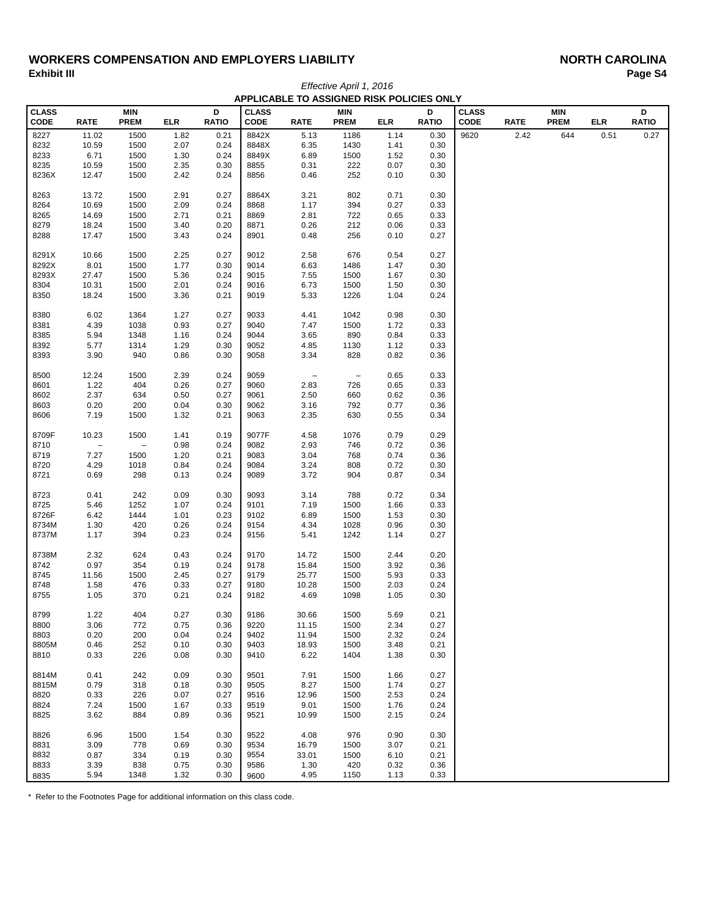# WORKERS COMPENSATION AND EMPLOYERS LIABILITY

**NORTH CAROLINA**

**Exhibit III**

*Effective April 1, 2016*

**APPLICABLE TO ASSIGNED RISK POLICIES ONLY**

| CLASS CODE | RATE | MIN PREM | ELR | D RATIO | CLASS CODE | RATE | MIN PREM | ELR | D RATIO | CLASS CODE | RATE | MIN PREM | ELR | D RATIO |
|---|---|---|---|---|---|---|---|---|---|---|---|---|---|---|
| 8227 | 11.02 | 1500 | 1.82 | 0.21 | 8842X | 5.13 | 1186 | 1.14 | 0.30 | 9620 | 2.42 | 644 | 0.51 | 0.27 |
| 8232 | 10.59 | 1500 | 2.07 | 0.24 | 8848X | 6.35 | 1430 | 1.41 | 0.30 | | | | | |
| 8233 | 6.71 | 1500 | 1.30 | 0.24 | 8849X | 6.89 | 1500 | 1.52 | 0.30 | | | | | |
| 8235 | 10.59 | 1500 | 2.35 | 0.30 | 8855 | 0.31 | 222 | 0.07 | 0.30 | | | | | |
| 8236X | 12.47 | 1500 | 2.42 | 0.24 | 8856 | 0.46 | 252 | 0.10 | 0.30 | | | | | |
| 8263 | 13.72 | 1500 | 2.91 | 0.27 | 8864X | 3.21 | 802 | 0.71 | 0.30 | | | | | |
| 8264 | 10.69 | 1500 | 2.09 | 0.24 | 8868 | 1.17 | 394 | 0.27 | 0.33 | | | | | |
| 8265 | 14.69 | 1500 | 2.71 | 0.21 | 8869 | 2.81 | 722 | 0.65 | 0.33 | | | | | |
| 8279 | 18.24 | 1500 | 3.40 | 0.20 | 8871 | 0.26 | 212 | 0.06 | 0.33 | | | | | |
| 8288 | 17.47 | 1500 | 3.43 | 0.24 | 8901 | 0.48 | 256 | 0.10 | 0.27 | | | | | |
| 8291X | 10.66 | 1500 | 2.25 | 0.27 | 9012 | 2.58 | 676 | 0.54 | 0.27 | | | | | |
| 8292X | 8.01 | 1500 | 1.77 | 0.30 | 9014 | 6.63 | 1486 | 1.47 | 0.30 | | | | | |
| 8293X | 27.47 | 1500 | 5.36 | 0.24 | 9015 | 7.55 | 1500 | 1.67 | 0.30 | | | | | |
| 8304 | 10.31 | 1500 | 2.01 | 0.24 | 9016 | 6.73 | 1500 | 1.50 | 0.30 | | | | | |
| 8350 | 18.24 | 1500 | 3.36 | 0.21 | 9019 | 5.33 | 1226 | 1.04 | 0.24 | | | | | |
| 8380 | 6.02 | 1364 | 1.27 | 0.27 | 9033 | 4.41 | 1042 | 0.98 | 0.30 | | | | | |
| 8381 | 4.39 | 1038 | 0.93 | 0.27 | 9040 | 7.47 | 1500 | 1.72 | 0.33 | | | | | |
| 8385 | 5.94 | 1348 | 1.16 | 0.24 | 9044 | 3.65 | 890 | 0.84 | 0.33 | | | | | |
| 8392 | 5.77 | 1314 | 1.29 | 0.30 | 9052 | 4.85 | 1130 | 1.12 | 0.33 | | | | | |
| 8393 | 3.90 | 940 | 0.86 | 0.30 | 9058 | 3.34 | 828 | 0.82 | 0.36 | | | | | |
| 8500 | 12.24 | 1500 | 2.39 | 0.24 | 9059 | – | – | 0.65 | 0.33 | | | | | |
| 8601 | 1.22 | 404 | 0.26 | 0.27 | 9060 | 2.83 | 726 | 0.65 | 0.33 | | | | | |
| 8602 | 2.37 | 634 | 0.50 | 0.27 | 9061 | 2.50 | 660 | 0.62 | 0.36 | | | | | |
| 8603 | 0.20 | 200 | 0.04 | 0.30 | 9062 | 3.16 | 792 | 0.77 | 0.36 | | | | | |
| 8606 | 7.19 | 1500 | 1.32 | 0.21 | 9063 | 2.35 | 630 | 0.55 | 0.34 | | | | | |
| 8709F | 10.23 | 1500 | 1.41 | 0.19 | 9077F | 4.58 | 1076 | 0.79 | 0.29 | | | | | |
| 8710 | – | – | 0.98 | 0.24 | 9082 | 2.93 | 746 | 0.72 | 0.36 | | | | | |
| 8719 | 7.27 | 1500 | 1.20 | 0.21 | 9083 | 3.04 | 768 | 0.74 | 0.36 | | | | | |
| 8720 | 4.29 | 1018 | 0.84 | 0.24 | 9084 | 3.24 | 808 | 0.72 | 0.30 | | | | | |
| 8721 | 0.69 | 298 | 0.13 | 0.24 | 9089 | 3.72 | 904 | 0.87 | 0.34 | | | | | |
| 8723 | 0.41 | 242 | 0.09 | 0.30 | 9093 | 3.14 | 788 | 0.72 | 0.34 | | | | | |
| 8725 | 5.46 | 1252 | 1.07 | 0.24 | 9101 | 7.19 | 1500 | 1.66 | 0.33 | | | | | |
| 8726F | 6.42 | 1444 | 1.01 | 0.23 | 9102 | 6.89 | 1500 | 1.53 | 0.30 | | | | | |
| 8734M | 1.30 | 420 | 0.26 | 0.24 | 9154 | 4.34 | 1028 | 0.96 | 0.30 | | | | | |
| 8737M | 1.17 | 394 | 0.23 | 0.24 | 9156 | 5.41 | 1242 | 1.14 | 0.27 | | | | | |
| 8738M | 2.32 | 624 | 0.43 | 0.24 | 9170 | 14.72 | 1500 | 2.44 | 0.20 | | | | | |
| 8742 | 0.97 | 354 | 0.19 | 0.24 | 9178 | 15.84 | 1500 | 3.92 | 0.36 | | | | | |
| 8745 | 11.56 | 1500 | 2.45 | 0.27 | 9179 | 25.77 | 1500 | 5.93 | 0.33 | | | | | |
| 8748 | 1.58 | 476 | 0.33 | 0.27 | 9180 | 10.28 | 1500 | 2.03 | 0.24 | | | | | |
| 8755 | 1.05 | 370 | 0.21 | 0.24 | 9182 | 4.69 | 1098 | 1.05 | 0.30 | | | | | |
| 8799 | 1.22 | 404 | 0.27 | 0.30 | 9186 | 30.66 | 1500 | 5.69 | 0.21 | | | | | |
| 8800 | 3.06 | 772 | 0.75 | 0.36 | 9220 | 11.15 | 1500 | 2.34 | 0.27 | | | | | |
| 8803 | 0.20 | 200 | 0.04 | 0.24 | 9402 | 11.94 | 1500 | 2.32 | 0.24 | | | | | |
| 8805M | 0.46 | 252 | 0.10 | 0.30 | 9403 | 18.93 | 1500 | 3.48 | 0.21 | | | | | |
| 8810 | 0.33 | 226 | 0.08 | 0.30 | 9410 | 6.22 | 1404 | 1.38 | 0.30 | | | | | |
| 8814M | 0.41 | 242 | 0.09 | 0.30 | 9501 | 7.91 | 1500 | 1.66 | 0.27 | | | | | |
| 8815M | 0.79 | 318 | 0.18 | 0.30 | 9505 | 8.27 | 1500 | 1.74 | 0.27 | | | | | |
| 8820 | 0.33 | 226 | 0.07 | 0.27 | 9516 | 12.96 | 1500 | 2.53 | 0.24 | | | | | |
| 8824 | 7.24 | 1500 | 1.67 | 0.33 | 9519 | 9.01 | 1500 | 1.76 | 0.24 | | | | | |
| 8825 | 3.62 | 884 | 0.89 | 0.36 | 9521 | 10.99 | 1500 | 2.15 | 0.24 | | | | | |
| 8826 | 6.96 | 1500 | 1.54 | 0.30 | 9522 | 4.08 | 976 | 0.90 | 0.30 | | | | | |
| 8831 | 3.09 | 778 | 0.69 | 0.30 | 9534 | 16.79 | 1500 | 3.07 | 0.21 | | | | | |
| 8832 | 0.87 | 334 | 0.19 | 0.30 | 9554 | 33.01 | 1500 | 6.10 | 0.21 | | | | | |
| 8833 | 3.39 | 838 | 0.75 | 0.30 | 9586 | 1.30 | 420 | 0.32 | 0.36 | | | | | |
| 8835 | 5.94 | 1348 | 1.32 | 0.30 | 9600 | 4.95 | 1150 | 1.13 | 0.33 | | | | | |

\* Refer to the Footnotes Page for additional information on this class code.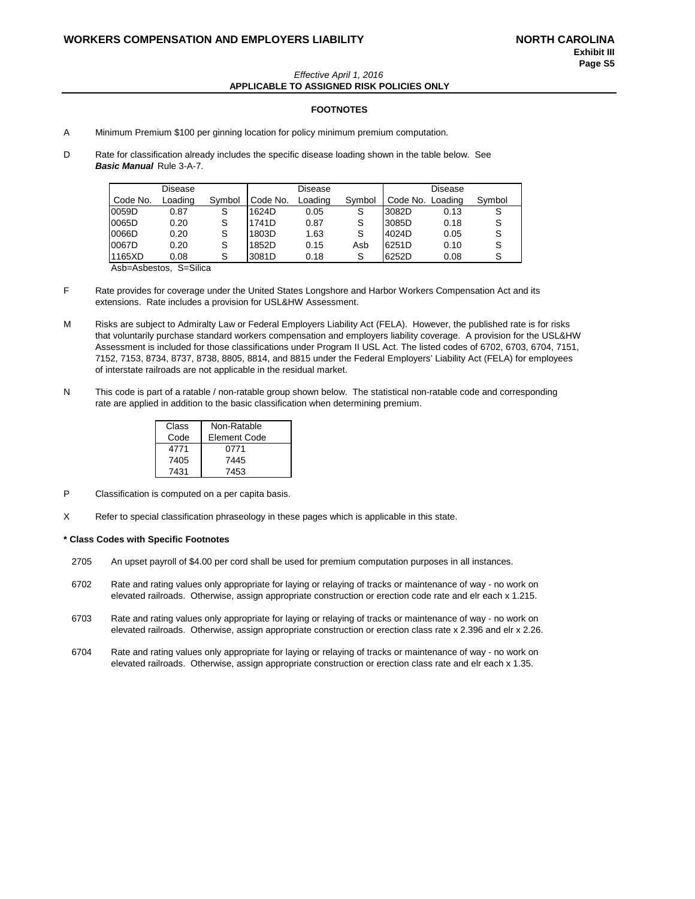WORKERS COMPENSATION AND EMPLOYERS LIABILITY **NORTH CAROLINA**

**Exhibit III**

**Page S5**

*Effective April 1, 2016*

**APPLICABLE TO ASSIGNED RISK POLICIES ONLY**

**FOOTNOTES**

A Minimum Premium $100 per ginning location for policy minimum premium computation.

D Rate for classification already includes the specific disease loading shown in the table below. See ***Basic Manual*** Rule 3-A-7.

| Code No. | Disease Loading | Symbol | Code No. | Disease Loading | Symbol | Code No. | Disease Loading | Symbol |
|---|---|---|---|---|---|---|---|---|
| 0059D | 0.87 | S | 1624D | 0.05 | S | 3082D | 0.13 | S |
| 0065D | 0.20 | S | 1741D | 0.87 | S | 3085D | 0.18 | S |
| 0066D | 0.20 | S | 1803D | 1.63 | S | 4024D | 0.05 | S |
| 0067D | 0.20 | S | 1852D | 0.15 | Asb | 6251D | 0.10 | S |
| 1165XD | 0.08 | S | 3081D | 0.18 | S | 6252D | 0.08 | S |

Asb=Asbestos, S=Silica

F Rate provides for coverage under the United States Longshore and Harbor Workers Compensation Act and its extensions. Rate includes a provision for USL&HW Assessment.

M Risks are subject to Admiralty Law or Federal Employers Liability Act (FELA). However, the published rate is for risks that voluntarily purchase standard workers compensation and employers liability coverage. A provision for the USL&HW Assessment is included for those classifications under Program II USL Act. The listed codes of 6702, 6703, 6704, 7151, 7152, 7153, 8734, 8737, 8738, 8805, 8814, and 8815 under the Federal Employers' Liability Act (FELA) for employees of interstate railroads are not applicable in the residual market.

N This code is part of a ratable / non-ratable group shown below. The statistical non-ratable code and corresponding rate are applied in addition to the basic classification when determining premium.

| Class Code | Non-Ratable Element Code |
|---|---|
| 4771 | 0771 |
| 7405 | 7445 |
| 7431 | 7453 |

P Classification is computed on a per capita basis.

X Refer to special classification phraseology in these pages which is applicable in this state.

**\* Class Codes with Specific Footnotes**

2705 An upset payroll of $4.00 per cord shall be used for premium computation purposes in all instances.

6702 Rate and rating values only appropriate for laying or relaying of tracks or maintenance of way - no work on elevated railroads. Otherwise, assign appropriate construction or erection code rate and elr each x 1.215.

6703 Rate and rating values only appropriate for laying or relaying of tracks or maintenance of way - no work on elevated railroads. Otherwise, assign appropriate construction or erection class rate x 2.396 and elr x 2.26.

6704 Rate and rating values only appropriate for laying or relaying of tracks or maintenance of way - no work on elevated railroads. Otherwise, assign appropriate construction or erection class rate and elr each x 1.35.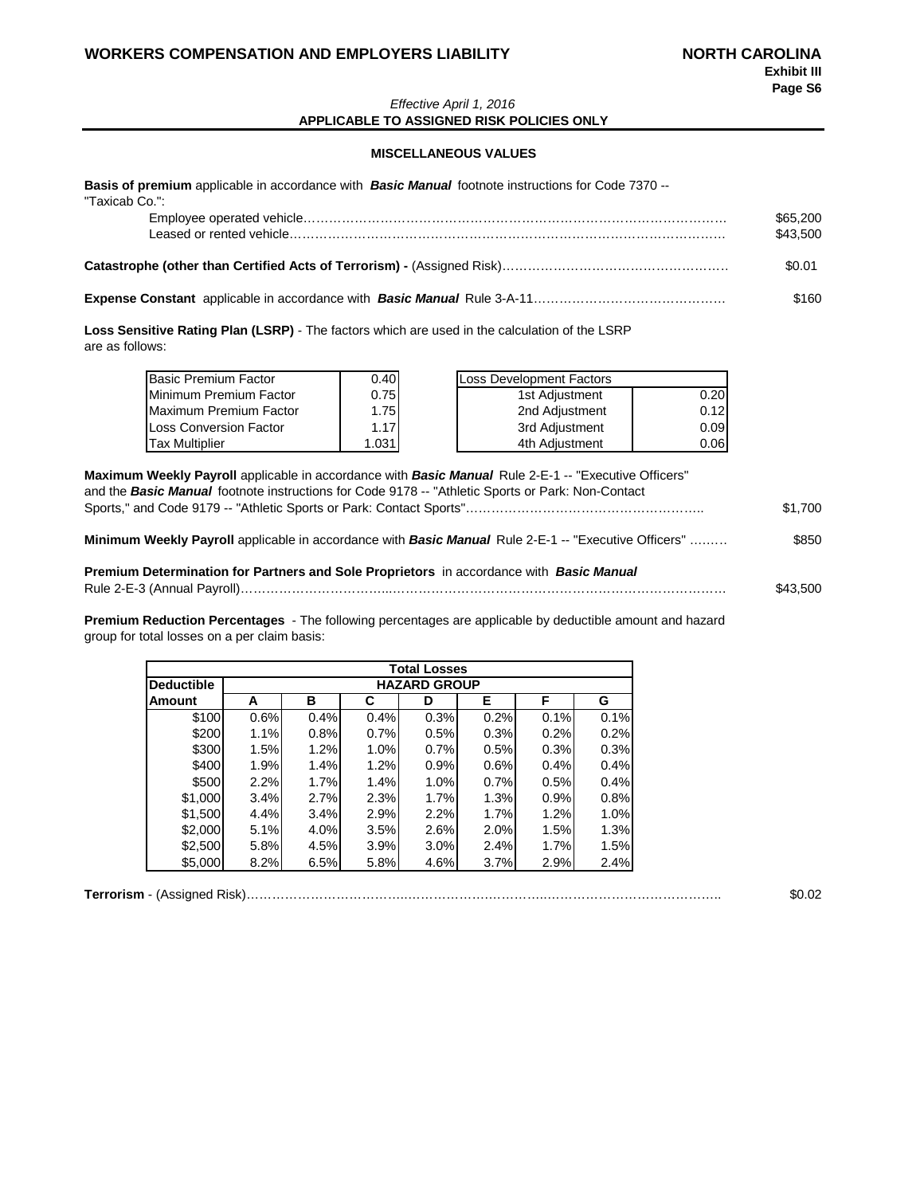*Effective April 1, 2016*

**APPLICABLE TO ASSIGNED RISK POLICIES ONLY**

**MISCELLANEOUS VALUES**

**Basis of premium** applicable in accordance with ***Basic Manual*** footnote instructions for Code 7370 -- "Taxicab Co.":

| | |
|---|---|
| Employee operated vehicle | $65,200 |
| Leased or rented vehicle | $43,500 |

**Catastrophe (other than Certified Acts of Terrorism) -** (Assigned Risk) ........ $0.01

**Expense Constant** applicable in accordance with ***Basic Manual*** Rule 3-A-11 ........ $160

**Loss Sensitive Rating Plan (LSRP)** - The factors which are used in the calculation of the LSRP are as follows:

| | |
|---|---|
| Basic Premium Factor | 0.40 |
| Minimum Premium Factor | 0.75 |
| Maximum Premium Factor | 1.75 |
| Loss Conversion Factor | 1.17 |
| Tax Multiplier | 1.031 |

| Loss Development Factors | |
|---|---|
| 1st Adjustment | 0.20 |
| 2nd Adjustment | 0.12 |
| 3rd Adjustment | 0.09 |
| 4th Adjustment | 0.06 |

**Maximum Weekly Payroll** applicable in accordance with ***Basic Manual*** Rule 2-E-1 -- "Executive Officers" and the ***Basic Manual*** footnote instructions for Code 9178 -- "Athletic Sports or Park: Non-Contact Sports," and Code 9179 -- "Athletic Sports or Park: Contact Sports" ........ $1,700

**Minimum Weekly Payroll** applicable in accordance with ***Basic Manual*** Rule 2-E-1 -- "Executive Officers" ........ $850

**Premium Determination for Partners and Sole Proprietors** in accordance with ***Basic Manual*** Rule 2-E-3 (Annual Payroll) ........ $43,500

**Premium Reduction Percentages** - The following percentages are applicable by deductible amount and hazard group for total losses on a per claim basis:

| | Total Losses | | | | | | |
|---|---|---|---|---|---|---|---|
| **Deductible** | **HAZARD GROUP** | | | | | | |
| **Amount** | **A** | **B** | **C** | **D** | **E** | **F** | **G** |
| $100 | 0.6% | 0.4% | 0.4% | 0.3% | 0.2% | 0.1% | 0.1% |
| $200 | 1.1% | 0.8% | 0.7% | 0.5% | 0.3% | 0.2% | 0.2% |
| $300 | 1.5% | 1.2% | 1.0% | 0.7% | 0.5% | 0.3% | 0.3% |
| $400 | 1.9% | 1.4% | 1.2% | 0.9% | 0.6% | 0.4% | 0.4% |
| $500 | 2.2% | 1.7% | 1.4% | 1.0% | 0.7% | 0.5% | 0.4% |
| $1,000 | 3.4% | 2.7% | 2.3% | 1.7% | 1.3% | 0.9% | 0.8% |
| $1,500 | 4.4% | 3.4% | 2.9% | 2.2% | 1.7% | 1.2% | 1.0% |
| $2,000 | 5.1% | 4.0% | 3.5% | 2.6% | 2.0% | 1.5% | 1.3% |
| $2,500 | 5.8% | 4.5% | 3.9% | 3.0% | 2.4% | 1.7% | 1.5% |
| $5,000 | 8.2% | 6.5% | 5.8% | 4.6% | 3.7% | 2.9% | 2.4% |

**Terrorism** - (Assigned Risk) ........ $0.02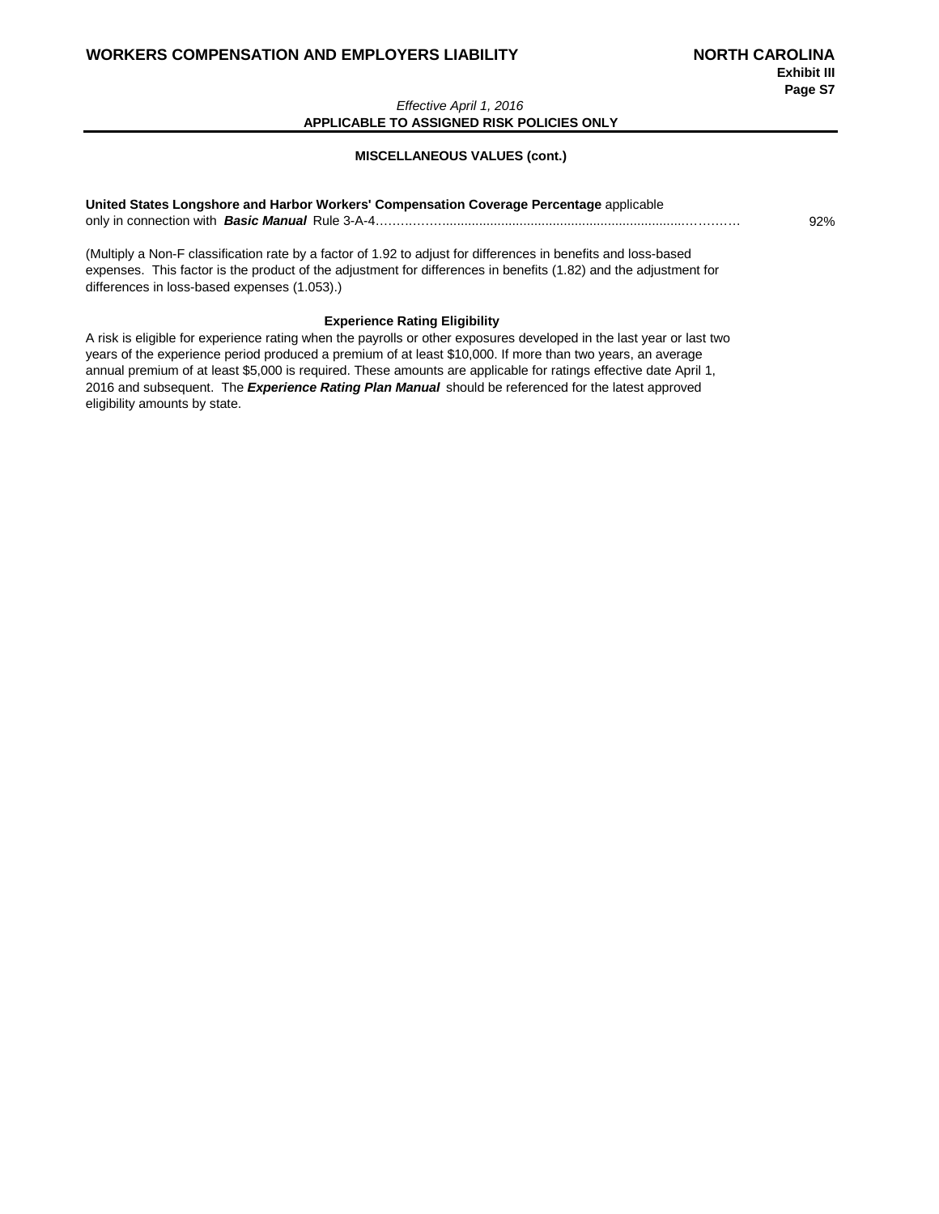*Effective April 1, 2016*

**APPLICABLE TO ASSIGNED RISK POLICIES ONLY**

**MISCELLANEOUS VALUES (cont.)**

**United States Longshore and Harbor Workers' Compensation Coverage Percentage** applicable only in connection with ***Basic Manual*** Rule 3-A-4………………………………………………………………… 92%

(Multiply a Non-F classification rate by a factor of 1.92 to adjust for differences in benefits and loss-based expenses. This factor is the product of the adjustment for differences in benefits (1.82) and the adjustment for differences in loss-based expenses (1.053).)

**Experience Rating Eligibility**

A risk is eligible for experience rating when the payrolls or other exposures developed in the last year or last two years of the experience period produced a premium of at least $10,000. If more than two years, an average annual premium of at least $5,000 is required. These amounts are applicable for ratings effective date April 1, 2016 and subsequent. The ***Experience Rating Plan Manual*** should be referenced for the latest approved eligibility amounts by state.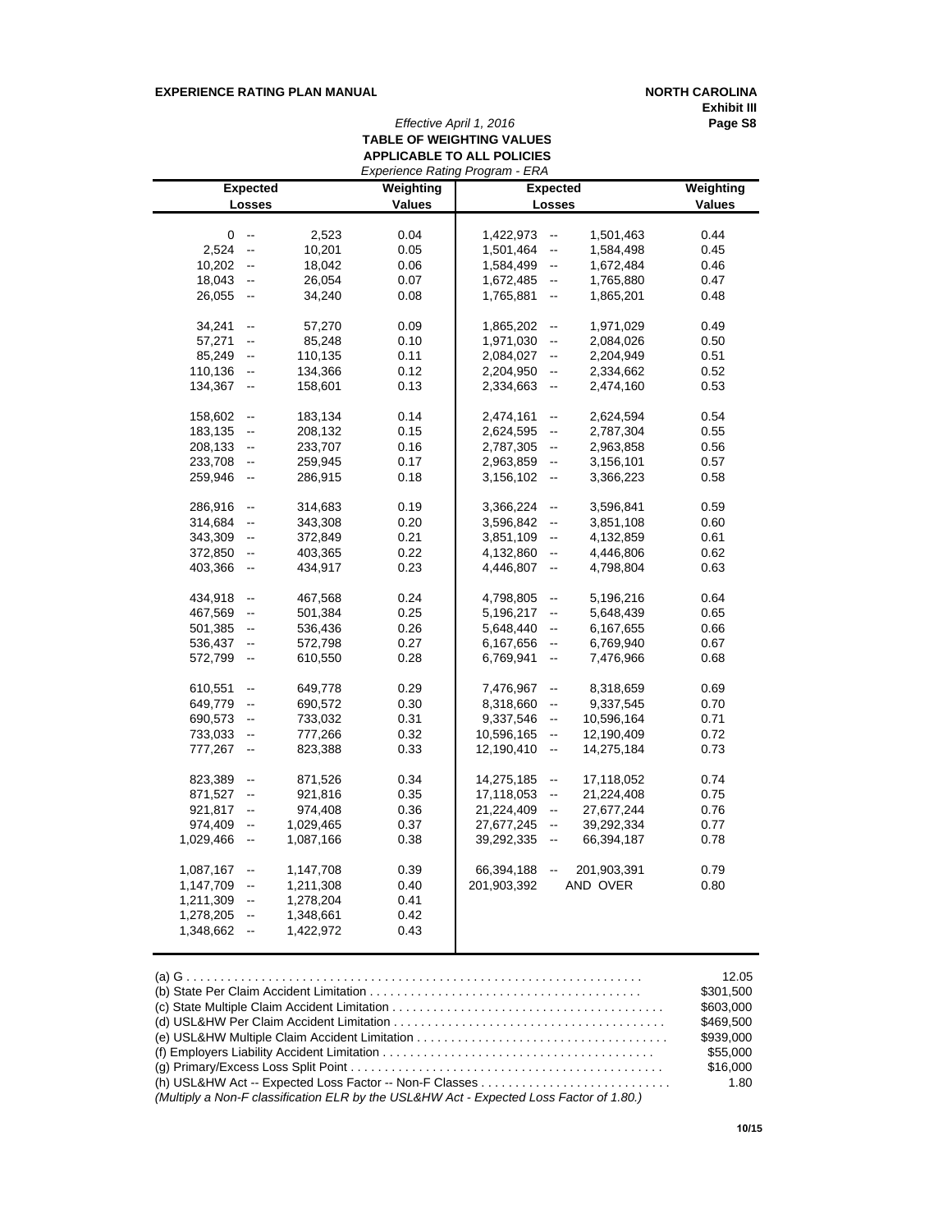**EXPERIENCE RATING PLAN MANUAL** **NORTH CAROLINA**

**Exhibit III**

**Page S8**

*Effective April 1, 2016*

**TABLE OF WEIGHTING VALUES**

**APPLICABLE TO ALL POLICIES**

*Experience Rating Program - ERA*

| Expected Losses | | | Weighting Values | Expected Losses | | | Weighting Values |
|---|---|---|---|---|---|---|---|
| 0 | -- | 2,523 | 0.04 | 1,422,973 | -- | 1,501,463 | 0.44 |
| 2,524 | -- | 10,201 | 0.05 | 1,501,464 | -- | 1,584,498 | 0.45 |
| 10,202 | -- | 18,042 | 0.06 | 1,584,499 | -- | 1,672,484 | 0.46 |
| 18,043 | -- | 26,054 | 0.07 | 1,672,485 | -- | 1,765,880 | 0.47 |
| 26,055 | -- | 34,240 | 0.08 | 1,765,881 | -- | 1,865,201 | 0.48 |
| 34,241 | -- | 57,270 | 0.09 | 1,865,202 | -- | 1,971,029 | 0.49 |
| 57,271 | -- | 85,248 | 0.10 | 1,971,030 | -- | 2,084,026 | 0.50 |
| 85,249 | -- | 110,135 | 0.11 | 2,084,027 | -- | 2,204,949 | 0.51 |
| 110,136 | -- | 134,366 | 0.12 | 2,204,950 | -- | 2,334,662 | 0.52 |
| 134,367 | -- | 158,601 | 0.13 | 2,334,663 | -- | 2,474,160 | 0.53 |
| 158,602 | -- | 183,134 | 0.14 | 2,474,161 | -- | 2,624,594 | 0.54 |
| 183,135 | -- | 208,132 | 0.15 | 2,624,595 | -- | 2,787,304 | 0.55 |
| 208,133 | -- | 233,707 | 0.16 | 2,787,305 | -- | 2,963,858 | 0.56 |
| 233,708 | -- | 259,945 | 0.17 | 2,963,859 | -- | 3,156,101 | 0.57 |
| 259,946 | -- | 286,915 | 0.18 | 3,156,102 | -- | 3,366,223 | 0.58 |
| 286,916 | -- | 314,683 | 0.19 | 3,366,224 | -- | 3,596,841 | 0.59 |
| 314,684 | -- | 343,308 | 0.20 | 3,596,842 | -- | 3,851,108 | 0.60 |
| 343,309 | -- | 372,849 | 0.21 | 3,851,109 | -- | 4,132,859 | 0.61 |
| 372,850 | -- | 403,365 | 0.22 | 4,132,860 | -- | 4,446,806 | 0.62 |
| 403,366 | -- | 434,917 | 0.23 | 4,446,807 | -- | 4,798,804 | 0.63 |
| 434,918 | -- | 467,568 | 0.24 | 4,798,805 | -- | 5,196,216 | 0.64 |
| 467,569 | -- | 501,384 | 0.25 | 5,196,217 | -- | 5,648,439 | 0.65 |
| 501,385 | -- | 536,436 | 0.26 | 5,648,440 | -- | 6,167,655 | 0.66 |
| 536,437 | -- | 572,798 | 0.27 | 6,167,656 | -- | 6,769,940 | 0.67 |
| 572,799 | -- | 610,550 | 0.28 | 6,769,941 | -- | 7,476,966 | 0.68 |
| 610,551 | -- | 649,778 | 0.29 | 7,476,967 | -- | 8,318,659 | 0.69 |
| 649,779 | -- | 690,572 | 0.30 | 8,318,660 | -- | 9,337,545 | 0.70 |
| 690,573 | -- | 733,032 | 0.31 | 9,337,546 | -- | 10,596,164 | 0.71 |
| 733,033 | -- | 777,266 | 0.32 | 10,596,165 | -- | 12,190,409 | 0.72 |
| 777,267 | -- | 823,388 | 0.33 | 12,190,410 | -- | 14,275,184 | 0.73 |
| 823,389 | -- | 871,526 | 0.34 | 14,275,185 | -- | 17,118,052 | 0.74 |
| 871,527 | -- | 921,816 | 0.35 | 17,118,053 | -- | 21,224,408 | 0.75 |
| 921,817 | -- | 974,408 | 0.36 | 21,224,409 | -- | 27,677,244 | 0.76 |
| 974,409 | -- | 1,029,465 | 0.37 | 27,677,245 | -- | 39,292,334 | 0.77 |
| 1,029,466 | -- | 1,087,166 | 0.38 | 39,292,335 | -- | 66,394,187 | 0.78 |
| 1,087,167 | -- | 1,147,708 | 0.39 | 66,394,188 | -- | 201,903,391 | 0.79 |
| 1,147,709 | -- | 1,211,308 | 0.40 | 201,903,392 | | AND OVER | 0.80 |
| 1,211,309 | -- | 1,278,204 | 0.41 | | | | |
| 1,278,205 | -- | 1,348,661 | 0.42 | | | | |
| 1,348,662 | -- | 1,422,972 | 0.43 | | | | |

(a) G . . . . . . . . . . . . . . . . . . . . . . . . . . . . . . . . . . . . . . . . . . . . . . . . . . . . . . . . . . . . . . . . 12.05
(b) State Per Claim Accident Limitation . . . . . . . . . . . . . . . . . . . . . . . . . . . . . . . . . . . . . . . . $301,500
(c) State Multiple Claim Accident Limitation . . . . . . . . . . . . . . . . . . . . . . . . . . . . . . . . . . . . . . $603,000
(d) USL&HW Per Claim Accident Limitation . . . . . . . . . . . . . . . . . . . . . . . . . . . . . . . . . . . . . . $469,500
(e) USL&HW Multiple Claim Accident Limitation . . . . . . . . . . . . . . . . . . . . . . . . . . . . . . . . . . . . $939,000
(f) Employers Liability Accident Limitation . . . . . . . . . . . . . . . . . . . . . . . . . . . . . . . . . . . . . . $55,000
(g) Primary/Excess Loss Split Point . . . . . . . . . . . . . . . . . . . . . . . . . . . . . . . . . . . . . . . . . . . . $16,000
(h) USL&HW Act -- Expected Loss Factor -- Non-F Classes . . . . . . . . . . . . . . . . . . . . . . . . . . . 1.80
*(Multiply a Non-F classification ELR by the USL&HW Act - Expected Loss Factor of 1.80.)*

10/15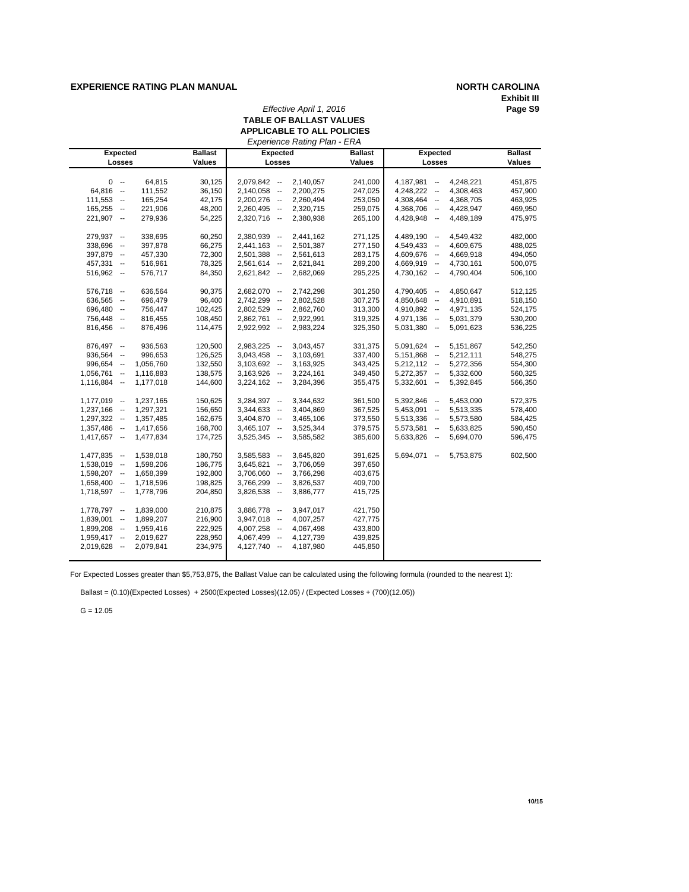**EXPERIENCE RATING PLAN MANUAL** **NORTH CAROLINA**

**Exhibit III**

**Page S9**

*Effective April 1, 2016*

**TABLE OF BALLAST VALUES**

**APPLICABLE TO ALL POLICIES**

*Experience Rating Plan - ERA*

| Expected Losses | Ballast Values | Expected Losses | Ballast Values | Expected Losses | Ballast Values |
|---|---|---|---|---|---|
| 0 -- 64,815 | 30,125 | 2,079,842 -- 2,140,057 | 241,000 | 4,187,981 -- 4,248,221 | 451,875 |
| 64,816 -- 111,552 | 36,150 | 2,140,058 -- 2,200,275 | 247,025 | 4,248,222 -- 4,308,463 | 457,900 |
| 111,553 -- 165,254 | 42,175 | 2,200,276 -- 2,260,494 | 253,050 | 4,308,464 -- 4,368,705 | 463,925 |
| 165,255 -- 221,906 | 48,200 | 2,260,495 -- 2,320,715 | 259,075 | 4,368,706 -- 4,428,947 | 469,950 |
| 221,907 -- 279,936 | 54,225 | 2,320,716 -- 2,380,938 | 265,100 | 4,428,948 -- 4,489,189 | 475,975 |
| 279,937 -- 338,695 | 60,250 | 2,380,939 -- 2,441,162 | 271,125 | 4,489,190 -- 4,549,432 | 482,000 |
| 338,696 -- 397,878 | 66,275 | 2,441,163 -- 2,501,387 | 277,150 | 4,549,433 -- 4,609,675 | 488,025 |
| 397,879 -- 457,330 | 72,300 | 2,501,388 -- 2,561,613 | 283,175 | 4,609,676 -- 4,669,918 | 494,050 |
| 457,331 -- 516,961 | 78,325 | 2,561,614 -- 2,621,841 | 289,200 | 4,669,919 -- 4,730,161 | 500,075 |
| 516,962 -- 576,717 | 84,350 | 2,621,842 -- 2,682,069 | 295,225 | 4,730,162 -- 4,790,404 | 506,100 |
| 576,718 -- 636,564 | 90,375 | 2,682,070 -- 2,742,298 | 301,250 | 4,790,405 -- 4,850,647 | 512,125 |
| 636,565 -- 696,479 | 96,400 | 2,742,299 -- 2,802,528 | 307,275 | 4,850,648 -- 4,910,891 | 518,150 |
| 696,480 -- 756,447 | 102,425 | 2,802,529 -- 2,862,760 | 313,300 | 4,910,892 -- 4,971,135 | 524,175 |
| 756,448 -- 816,455 | 108,450 | 2,862,761 -- 2,922,991 | 319,325 | 4,971,136 -- 5,031,379 | 530,200 |
| 816,456 -- 876,496 | 114,475 | 2,922,992 -- 2,983,224 | 325,350 | 5,031,380 -- 5,091,623 | 536,225 |
| 876,497 -- 936,563 | 120,500 | 2,983,225 -- 3,043,457 | 331,375 | 5,091,624 -- 5,151,867 | 542,250 |
| 936,564 -- 996,653 | 126,525 | 3,043,458 -- 3,103,691 | 337,400 | 5,151,868 -- 5,212,111 | 548,275 |
| 996,654 -- 1,056,760 | 132,550 | 3,103,692 -- 3,163,925 | 343,425 | 5,212,112 -- 5,272,356 | 554,300 |
| 1,056,761 -- 1,116,883 | 138,575 | 3,163,926 -- 3,224,161 | 349,450 | 5,272,357 -- 5,332,600 | 560,325 |
| 1,116,884 -- 1,177,018 | 144,600 | 3,224,162 -- 3,284,396 | 355,475 | 5,332,601 -- 5,392,845 | 566,350 |
| 1,177,019 -- 1,237,165 | 150,625 | 3,284,397 -- 3,344,632 | 361,500 | 5,392,846 -- 5,453,090 | 572,375 |
| 1,237,166 -- 1,297,321 | 156,650 | 3,344,633 -- 3,404,869 | 367,525 | 5,453,091 -- 5,513,335 | 578,400 |
| 1,297,322 -- 1,357,485 | 162,675 | 3,404,870 -- 3,465,106 | 373,550 | 5,513,336 -- 5,573,580 | 584,425 |
| 1,357,486 -- 1,417,656 | 168,700 | 3,465,107 -- 3,525,344 | 379,575 | 5,573,581 -- 5,633,825 | 590,450 |
| 1,417,657 -- 1,477,834 | 174,725 | 3,525,345 -- 3,585,582 | 385,600 | 5,633,826 -- 5,694,070 | 596,475 |
| 1,477,835 -- 1,538,018 | 180,750 | 3,585,583 -- 3,645,820 | 391,625 | 5,694,071 -- 5,753,875 | 602,500 |
| 1,538,019 -- 1,598,206 | 186,775 | 3,645,821 -- 3,706,059 | 397,650 | | |
| 1,598,207 -- 1,658,399 | 192,800 | 3,706,060 -- 3,766,298 | 403,675 | | |
| 1,658,400 -- 1,718,596 | 198,825 | 3,766,299 -- 3,826,537 | 409,700 | | |
| 1,718,597 -- 1,778,796 | 204,850 | 3,826,538 -- 3,886,777 | 415,725 | | |
| 1,778,797 -- 1,839,000 | 210,875 | 3,886,778 -- 3,947,017 | 421,750 | | |
| 1,839,001 -- 1,899,207 | 216,900 | 3,947,018 -- 4,007,257 | 427,775 | | |
| 1,899,208 -- 1,959,416 | 222,925 | 4,007,258 -- 4,067,498 | 433,800 | | |
| 1,959,417 -- 2,019,627 | 228,950 | 4,067,499 -- 4,127,739 | 439,825 | | |
| 2,019,628 -- 2,079,841 | 234,975 | 4,127,740 -- 4,187,980 | 445,850 | | |

For Expected Losses greater than $5,753,875, the Ballast Value can be calculated using the following formula (rounded to the nearest 1):

Ballast = (0.10)(Expected Losses) + 2500(Expected Losses)(12.05) / (Expected Losses + (700)(12.05))

G = 12.05